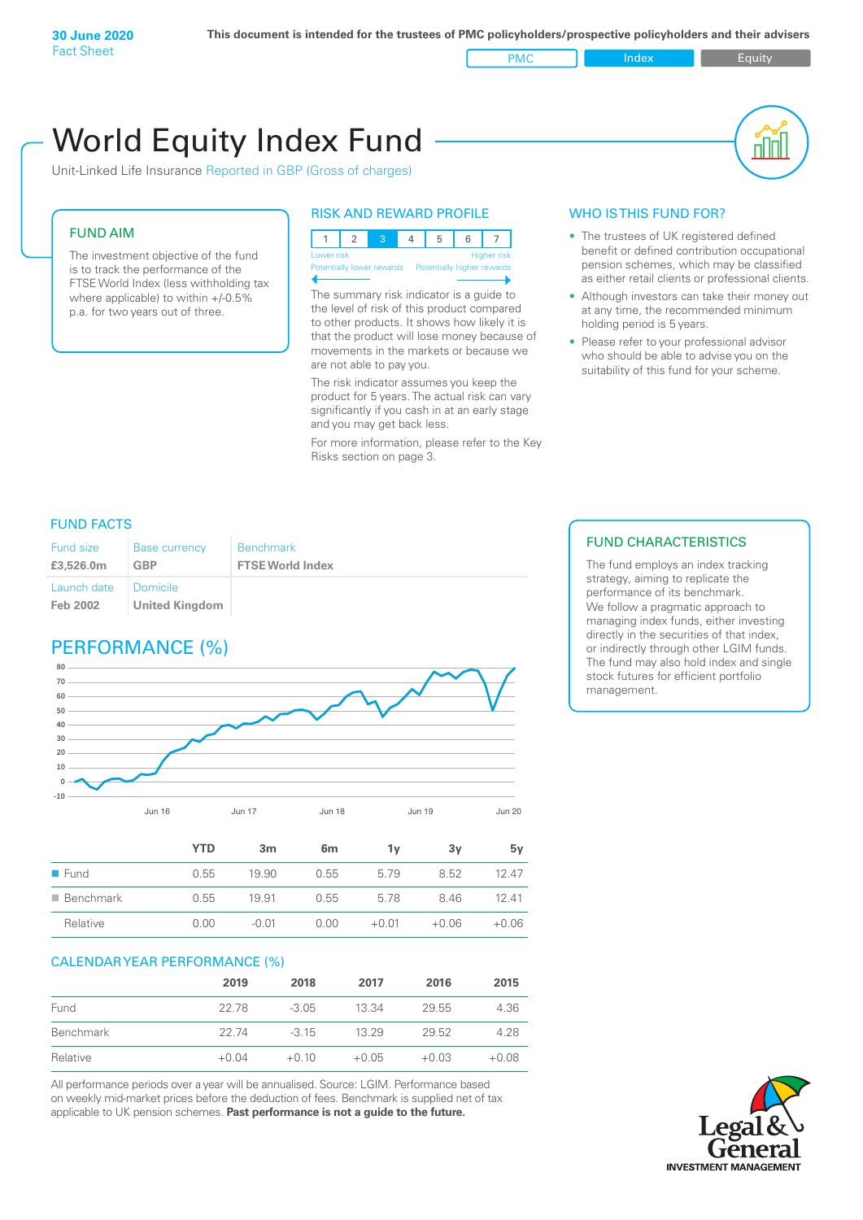**30 June 2020**
Fact Sheet

**This document is intended for the trustees of PMC policyholders/prospective policyholders and their advisers**

PMC | Index | Equity

# World Equity Index Fund

Unit-Linked Life Insurance Reported in GBP (Gross of charges)

## FUND AIM

The investment objective of the fund is to track the performance of the FTSE World Index (less withholding tax where applicable) to within +/-0.5% p.a. for two years out of three.

## RISK AND REWARD PROFILE

| 1 | 2 | 3 | 4 | 5 | 6 | 7 |
|---|---|---|---|---|---|---|

Lower risk — Higher risk
Potentially lower rewards — Potentially higher rewards

The summary risk indicator is a guide to the level of risk of this product compared to other products. It shows how likely it is that the product will lose money because of movements in the markets or because we are not able to pay you.

The risk indicator assumes you keep the product for 5 years. The actual risk can vary significantly if you cash in at an early stage and you may get back less.

For more information, please refer to the Key Risks section on page 3.

## WHO IS THIS FUND FOR?

- The trustees of UK registered defined benefit or defined contribution occupational pension schemes, which may be classified as either retail clients or professional clients.
- Although investors can take their money out at any time, the recommended minimum holding period is 5 years.
- Please refer to your professional advisor who should be able to advise you on the suitability of this fund for your scheme.

## FUND FACTS

| Fund size | Base currency | Benchmark |
|---|---|---|
| **£3,526.0m** | **GBP** | **FTSE World Index** |
| **Launch date** | **Domicile** | |
| **Feb 2002** | **United Kingdom** | |

## FUND CHARACTERISTICS

The fund employs an index tracking strategy, aiming to replicate the performance of its benchmark. We follow a pragmatic approach to managing index funds, either investing directly in the securities of that index, or indirectly through other LGIM funds. The fund may also hold index and single stock futures for efficient portfolio management.

## PERFORMANCE (%)

| | YTD | 3m | 6m | 1y | 3y | 5y |
|---|---|---|---|---|---|---|
| Fund | 0.55 | 19.90 | 0.55 | 5.79 | 8.52 | 12.47 |
| Benchmark | 0.55 | 19.91 | 0.55 | 5.78 | 8.46 | 12.41 |
| Relative | 0.00 | -0.01 | 0.00 | +0.01 | +0.06 | +0.06 |

## CALENDAR YEAR PERFORMANCE (%)

| | 2019 | 2018 | 2017 | 2016 | 2015 |
|---|---|---|---|---|---|
| Fund | 22.78 | -3.05 | 13.34 | 29.55 | 4.36 |
| Benchmark | 22.74 | -3.15 | 13.29 | 29.52 | 4.28 |
| Relative | +0.04 | +0.10 | +0.05 | +0.03 | +0.08 |

All performance periods over a year will be annualised. Source: LGIM. Performance based on weekly mid-market prices before the deduction of fees. Benchmark is supplied net of tax applicable to UK pension schemes. **Past performance is not a guide to the future.**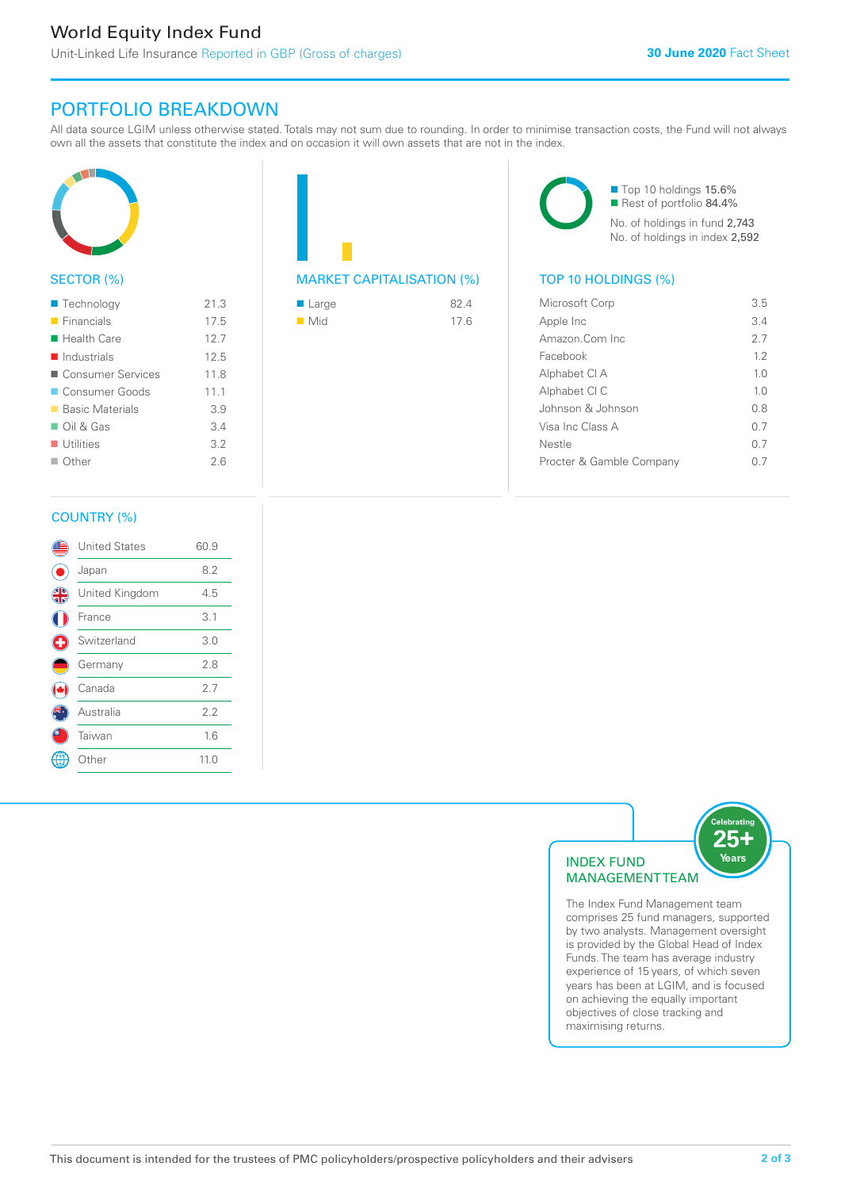# World Equity Index Fund

Unit-Linked Life Insurance Reported in GBP (Gross of charges)

**30 June 2020** Fact Sheet

## PORTFOLIO BREAKDOWN

All data source LGIM unless otherwise stated. Totals may not sum due to rounding. In order to minimise transaction costs, the Fund will not always own all the assets that constitute the index and on occasion it will own assets that are not in the index.

### SECTOR (%)

| Sector | % |
|---|---|
| Technology | 21.3 |
| Financials | 17.5 |
| Health Care | 12.7 |
| Industrials | 12.5 |
| Consumer Services | 11.8 |
| Consumer Goods | 11.1 |
| Basic Materials | 3.9 |
| Oil & Gas | 3.4 |
| Utilities | 3.2 |
| Other | 2.6 |

### MARKET CAPITALISATION (%)

| Market Cap | % |
|---|---|
| Large | 82.4 |
| Mid | 17.6 |

Top 10 holdings 15.6%
Rest of portfolio 84.4%
No. of holdings in fund 2,743
No. of holdings in index 2,592

### TOP 10 HOLDINGS (%)

| Holding | % |
|---|---|
| Microsoft Corp | 3.5 |
| Apple Inc | 3.4 |
| Amazon.Com Inc | 2.7 |
| Facebook | 1.2 |
| Alphabet Cl A | 1.0 |
| Alphabet Cl C | 1.0 |
| Johnson & Johnson | 0.8 |
| Visa Inc Class A | 0.7 |
| Nestle | 0.7 |
| Procter & Gamble Company | 0.7 |

### COUNTRY (%)

| Country | % |
|---|---|
| United States | 60.9 |
| Japan | 8.2 |
| United Kingdom | 4.5 |
| France | 3.1 |
| Switzerland | 3.0 |
| Germany | 2.8 |
| Canada | 2.7 |
| Australia | 2.2 |
| Taiwan | 1.6 |
| Other | 11.0 |

### INDEX FUND MANAGEMENT TEAM

Celebrating 25+ Years

The Index Fund Management team comprises 25 fund managers, supported by two analysts. Management oversight is provided by the Global Head of Index Funds. The team has average industry experience of 15 years, of which seven years has been at LGIM, and is focused on achieving the equally important objectives of close tracking and maximising returns.

This document is intended for the trustees of PMC policyholders/prospective policyholders and their advisers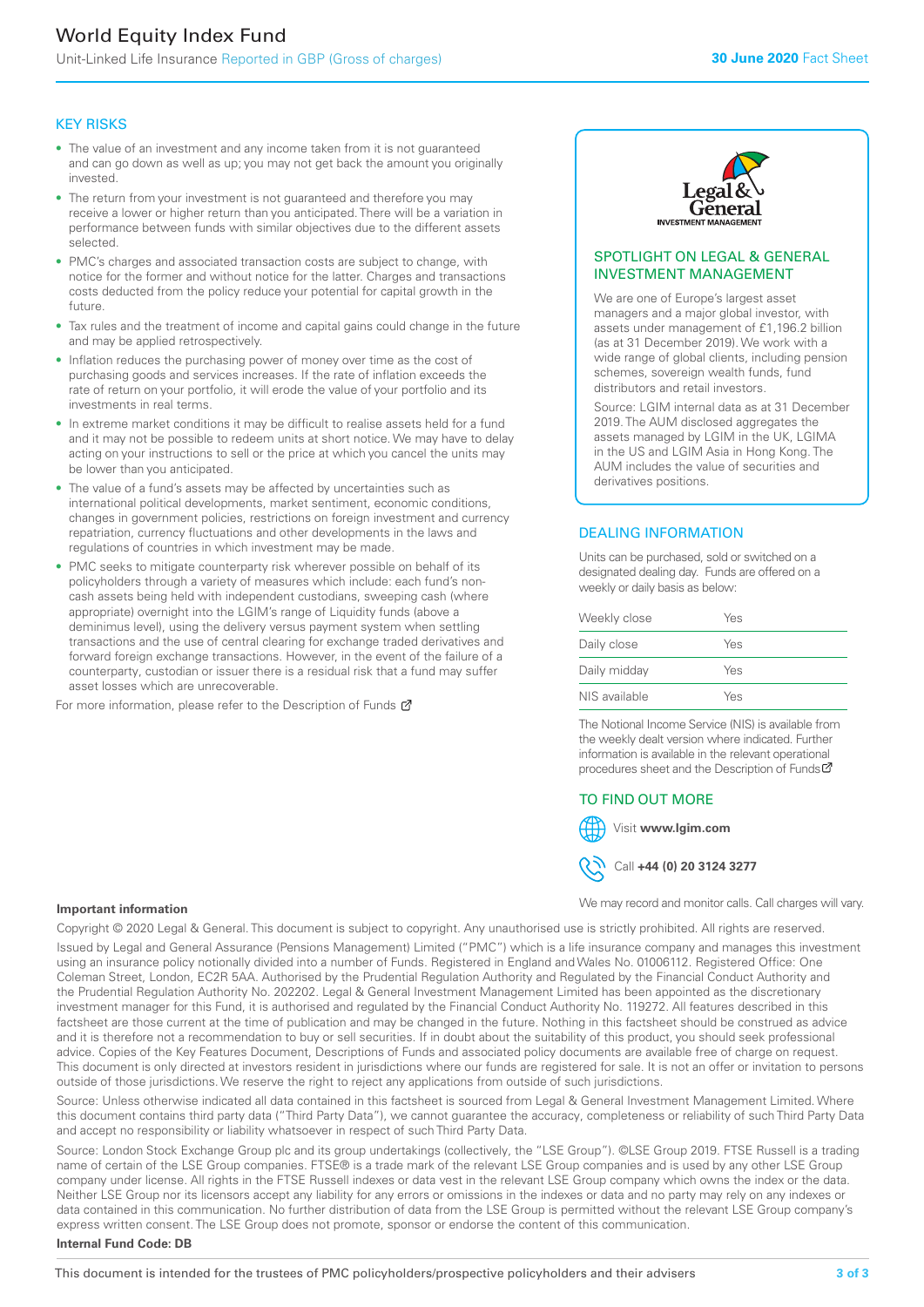# World Equity Index Fund

Unit-Linked Life Insurance Reported in GBP (Gross of charges)

**30 June 2020** Fact Sheet

## KEY RISKS

- The value of an investment and any income taken from it is not guaranteed and can go down as well as up; you may not get back the amount you originally invested.
- The return from your investment is not guaranteed and therefore you may receive a lower or higher return than you anticipated. There will be a variation in performance between funds with similar objectives due to the different assets selected.
- PMC's charges and associated transaction costs are subject to change, with notice for the former and without notice for the latter. Charges and transactions costs deducted from the policy reduce your potential for capital growth in the future.
- Tax rules and the treatment of income and capital gains could change in the future and may be applied retrospectively.
- Inflation reduces the purchasing power of money over time as the cost of purchasing goods and services increases. If the rate of inflation exceeds the rate of return on your portfolio, it will erode the value of your portfolio and its investments in real terms.
- In extreme market conditions it may be difficult to realise assets held for a fund and it may not be possible to redeem units at short notice. We may have to delay acting on your instructions to sell or the price at which you cancel the units may be lower than you anticipated.
- The value of a fund's assets may be affected by uncertainties such as international political developments, market sentiment, economic conditions, changes in government policies, restrictions on foreign investment and currency repatriation, currency fluctuations and other developments in the laws and regulations of countries in which investment may be made.
- PMC seeks to mitigate counterparty risk wherever possible on behalf of its policyholders through a variety of measures which include: each fund's non-cash assets being held with independent custodians, sweeping cash (where appropriate) overnight into the LGIM's range of Liquidity funds (above a deminimus level), using the delivery versus payment system when settling transactions and the use of central clearing for exchange traded derivatives and forward foreign exchange transactions. However, in the event of the failure of a counterparty, custodian or issuer there is a residual risk that a fund may suffer asset losses which are unrecoverable.

For more information, please refer to the Description of Funds

## SPOTLIGHT ON LEGAL & GENERAL INVESTMENT MANAGEMENT

We are one of Europe's largest asset managers and a major global investor, with assets under management of £1,196.2 billion (as at 31 December 2019). We work with a wide range of global clients, including pension schemes, sovereign wealth funds, fund distributors and retail investors.

Source: LGIM internal data as at 31 December 2019. The AUM disclosed aggregates the assets managed by LGIM in the UK, LGIMA in the US and LGIM Asia in Hong Kong. The AUM includes the value of securities and derivatives positions.

## DEALING INFORMATION

Units can be purchased, sold or switched on a designated dealing day. Funds are offered on a weekly or daily basis as below:

| | |
|---|---|
| Weekly close | Yes |
| Daily close | Yes |
| Daily midday | Yes |
| NIS available | Yes |

The Notional Income Service (NIS) is available from the weekly dealt version where indicated. Further information is available in the relevant operational procedures sheet and the Description of Funds

## TO FIND OUT MORE

Visit **www.lgim.com**

Call **+44 (0) 20 3124 3277**

We may record and monitor calls. Call charges will vary.

**Important information**

Copyright © 2020 Legal & General. This document is subject to copyright. Any unauthorised use is strictly prohibited. All rights are reserved.

Issued by Legal and General Assurance (Pensions Management) Limited ("PMC") which is a life insurance company and manages this investment using an insurance policy notionally divided into a number of Funds. Registered in England and Wales No. 01006112. Registered Office: One Coleman Street, London, EC2R 5AA. Authorised by the Prudential Regulation Authority and Regulated by the Financial Conduct Authority and the Prudential Regulation Authority No. 202202. Legal & General Investment Management Limited has been appointed as the discretionary investment manager for this Fund, it is authorised and regulated by the Financial Conduct Authority No. 119272. All features described in this factsheet are those current at the time of publication and may be changed in the future. Nothing in this factsheet should be construed as advice and it is therefore not a recommendation to buy or sell securities. If in doubt about the suitability of this product, you should seek professional advice. Copies of the Key Features Document, Descriptions of Funds and associated policy documents are available free of charge on request. This document is only directed at investors resident in jurisdictions where our funds are registered for sale. It is not an offer or invitation to persons outside of those jurisdictions. We reserve the right to reject any applications from outside of such jurisdictions.

Source: Unless otherwise indicated all data contained in this factsheet is sourced from Legal & General Investment Management Limited. Where this document contains third party data ("Third Party Data"), we cannot guarantee the accuracy, completeness or reliability of such Third Party Data and accept no responsibility or liability whatsoever in respect of such Third Party Data.

Source: London Stock Exchange Group plc and its group undertakings (collectively, the "LSE Group"). ©LSE Group 2019. FTSE Russell is a trading name of certain of the LSE Group companies. FTSE® is a trade mark of the relevant LSE Group companies and is used by any other LSE Group company under license. All rights in the FTSE Russell indexes or data vest in the relevant LSE Group company which owns the index or the data. Neither LSE Group nor its licensors accept any liability for any errors or omissions in the indexes or data and no party may rely on any indexes or data contained in this communication. No further distribution of data from the LSE Group is permitted without the relevant LSE Group company's express written consent. The LSE Group does not promote, sponsor or endorse the content of this communication.

**Internal Fund Code: DB**

This document is intended for the trustees of PMC policyholders/prospective policyholders and their advisers